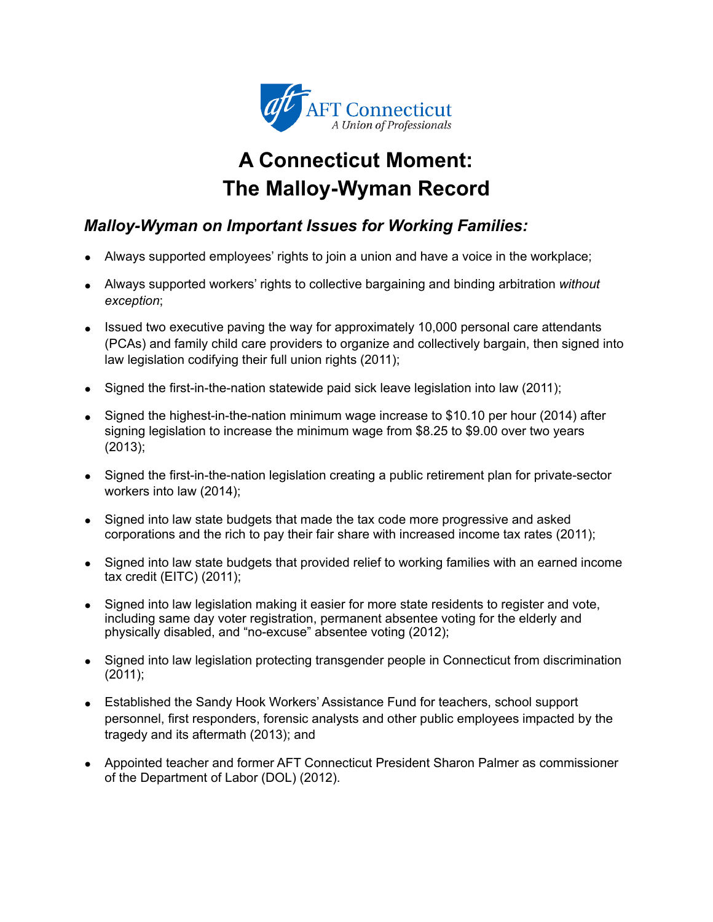AFT Connecticut
*A Union of Professionals*

# A Connecticut Moment: The Malloy-Wyman Record

## *Malloy-Wyman on Important Issues for Working Families:*

- Always supported employees' rights to join a union and have a voice in the workplace;
- Always supported workers' rights to collective bargaining and binding arbitration *without exception*;
- Issued two executive paving the way for approximately 10,000 personal care attendants (PCAs) and family child care providers to organize and collectively bargain, then signed into law legislation codifying their full union rights (2011);
- Signed the first-in-the-nation statewide paid sick leave legislation into law (2011);
- Signed the highest-in-the-nation minimum wage increase to $10.10 per hour (2014) after signing legislation to increase the minimum wage from $8.25 to $9.00 over two years (2013);
- Signed the first-in-the-nation legislation creating a public retirement plan for private-sector workers into law (2014);
- Signed into law state budgets that made the tax code more progressive and asked corporations and the rich to pay their fair share with increased income tax rates (2011);
- Signed into law state budgets that provided relief to working families with an earned income tax credit (EITC) (2011);
- Signed into law legislation making it easier for more state residents to register and vote, including same day voter registration, permanent absentee voting for the elderly and physically disabled, and "no-excuse" absentee voting (2012);
- Signed into law legislation protecting transgender people in Connecticut from discrimination (2011);
- Established the Sandy Hook Workers' Assistance Fund for teachers, school support personnel, first responders, forensic analysts and other public employees impacted by the tragedy and its aftermath (2013); and
- Appointed teacher and former AFT Connecticut President Sharon Palmer as commissioner of the Department of Labor (DOL) (2012).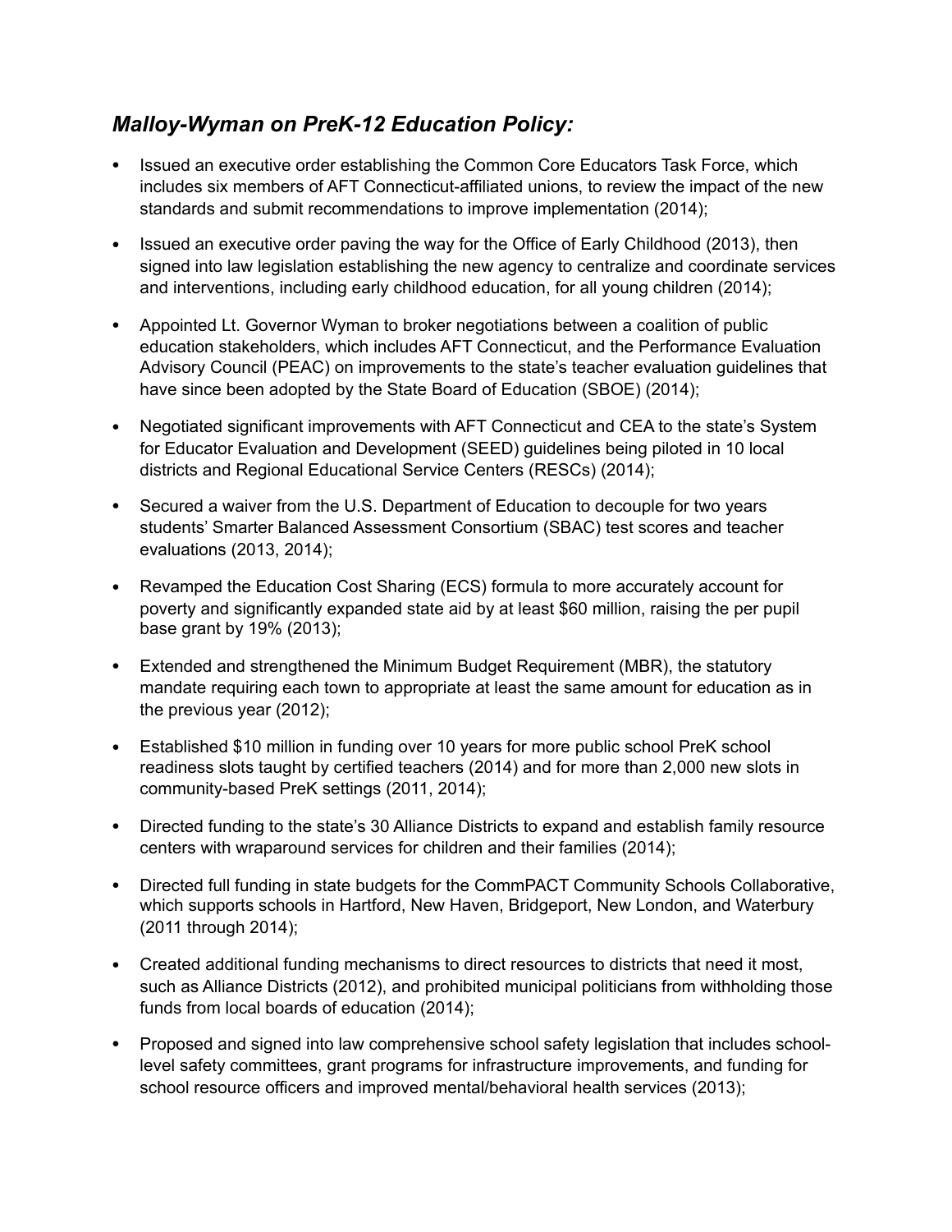## *Malloy-Wyman on PreK-12 Education Policy:*

- Issued an executive order establishing the Common Core Educators Task Force, which includes six members of AFT Connecticut-affiliated unions, to review the impact of the new standards and submit recommendations to improve implementation (2014);
- Issued an executive order paving the way for the Office of Early Childhood (2013), then signed into law legislation establishing the new agency to centralize and coordinate services and interventions, including early childhood education, for all young children (2014);
- Appointed Lt. Governor Wyman to broker negotiations between a coalition of public education stakeholders, which includes AFT Connecticut, and the Performance Evaluation Advisory Council (PEAC) on improvements to the state's teacher evaluation guidelines that have since been adopted by the State Board of Education (SBOE) (2014);
- Negotiated significant improvements with AFT Connecticut and CEA to the state's System for Educator Evaluation and Development (SEED) guidelines being piloted in 10 local districts and Regional Educational Service Centers (RESCs) (2014);
- Secured a waiver from the U.S. Department of Education to decouple for two years students' Smarter Balanced Assessment Consortium (SBAC) test scores and teacher evaluations (2013, 2014);
- Revamped the Education Cost Sharing (ECS) formula to more accurately account for poverty and significantly expanded state aid by at least $60 million, raising the per pupil base grant by 19% (2013);
- Extended and strengthened the Minimum Budget Requirement (MBR), the statutory mandate requiring each town to appropriate at least the same amount for education as in the previous year (2012);
- Established $10 million in funding over 10 years for more public school PreK school readiness slots taught by certified teachers (2014) and for more than 2,000 new slots in community-based PreK settings (2011, 2014);
- Directed funding to the state's 30 Alliance Districts to expand and establish family resource centers with wraparound services for children and their families (2014);
- Directed full funding in state budgets for the CommPACT Community Schools Collaborative, which supports schools in Hartford, New Haven, Bridgeport, New London, and Waterbury (2011 through 2014);
- Created additional funding mechanisms to direct resources to districts that need it most, such as Alliance Districts (2012), and prohibited municipal politicians from withholding those funds from local boards of education (2014);
- Proposed and signed into law comprehensive school safety legislation that includes school-level safety committees, grant programs for infrastructure improvements, and funding for school resource officers and improved mental/behavioral health services (2013);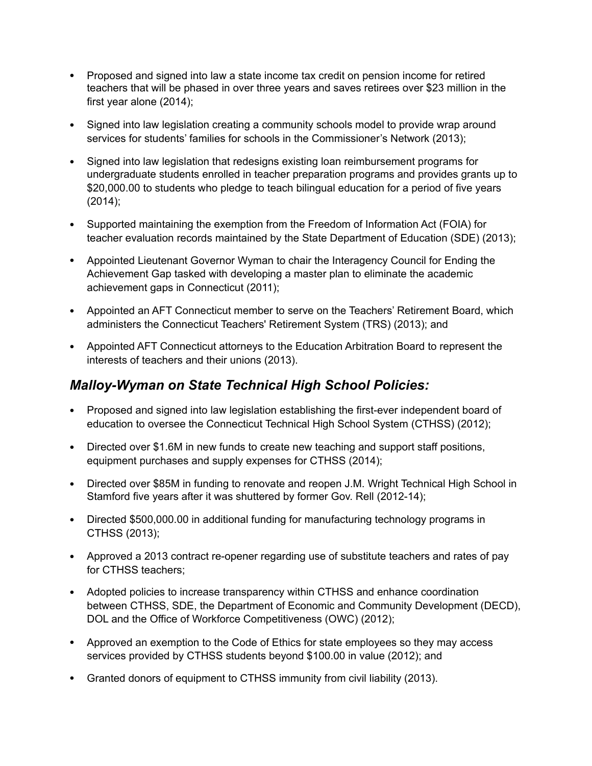- Proposed and signed into law a state income tax credit on pension income for retired teachers that will be phased in over three years and saves retirees over $23 million in the first year alone (2014);
- Signed into law legislation creating a community schools model to provide wrap around services for students' families for schools in the Commissioner's Network (2013);
- Signed into law legislation that redesigns existing loan reimbursement programs for undergraduate students enrolled in teacher preparation programs and provides grants up to $20,000.00 to students who pledge to teach bilingual education for a period of five years (2014);
- Supported maintaining the exemption from the Freedom of Information Act (FOIA) for teacher evaluation records maintained by the State Department of Education (SDE) (2013);
- Appointed Lieutenant Governor Wyman to chair the Interagency Council for Ending the Achievement Gap tasked with developing a master plan to eliminate the academic achievement gaps in Connecticut (2011);
- Appointed an AFT Connecticut member to serve on the Teachers' Retirement Board, which administers the Connecticut Teachers' Retirement System (TRS) (2013); and
- Appointed AFT Connecticut attorneys to the Education Arbitration Board to represent the interests of teachers and their unions (2013).

## *Malloy-Wyman on State Technical High School Policies:*

- Proposed and signed into law legislation establishing the first-ever independent board of education to oversee the Connecticut Technical High School System (CTHSS) (2012);
- Directed over $1.6M in new funds to create new teaching and support staff positions, equipment purchases and supply expenses for CTHSS (2014);
- Directed over $85M in funding to renovate and reopen J.M. Wright Technical High School in Stamford five years after it was shuttered by former Gov. Rell (2012-14);
- Directed $500,000.00 in additional funding for manufacturing technology programs in CTHSS (2013);
- Approved a 2013 contract re-opener regarding use of substitute teachers and rates of pay for CTHSS teachers;
- Adopted policies to increase transparency within CTHSS and enhance coordination between CTHSS, SDE, the Department of Economic and Community Development (DECD), DOL and the Office of Workforce Competitiveness (OWC) (2012);
- Approved an exemption to the Code of Ethics for state employees so they may access services provided by CTHSS students beyond $100.00 in value (2012); and
- Granted donors of equipment to CTHSS immunity from civil liability (2013).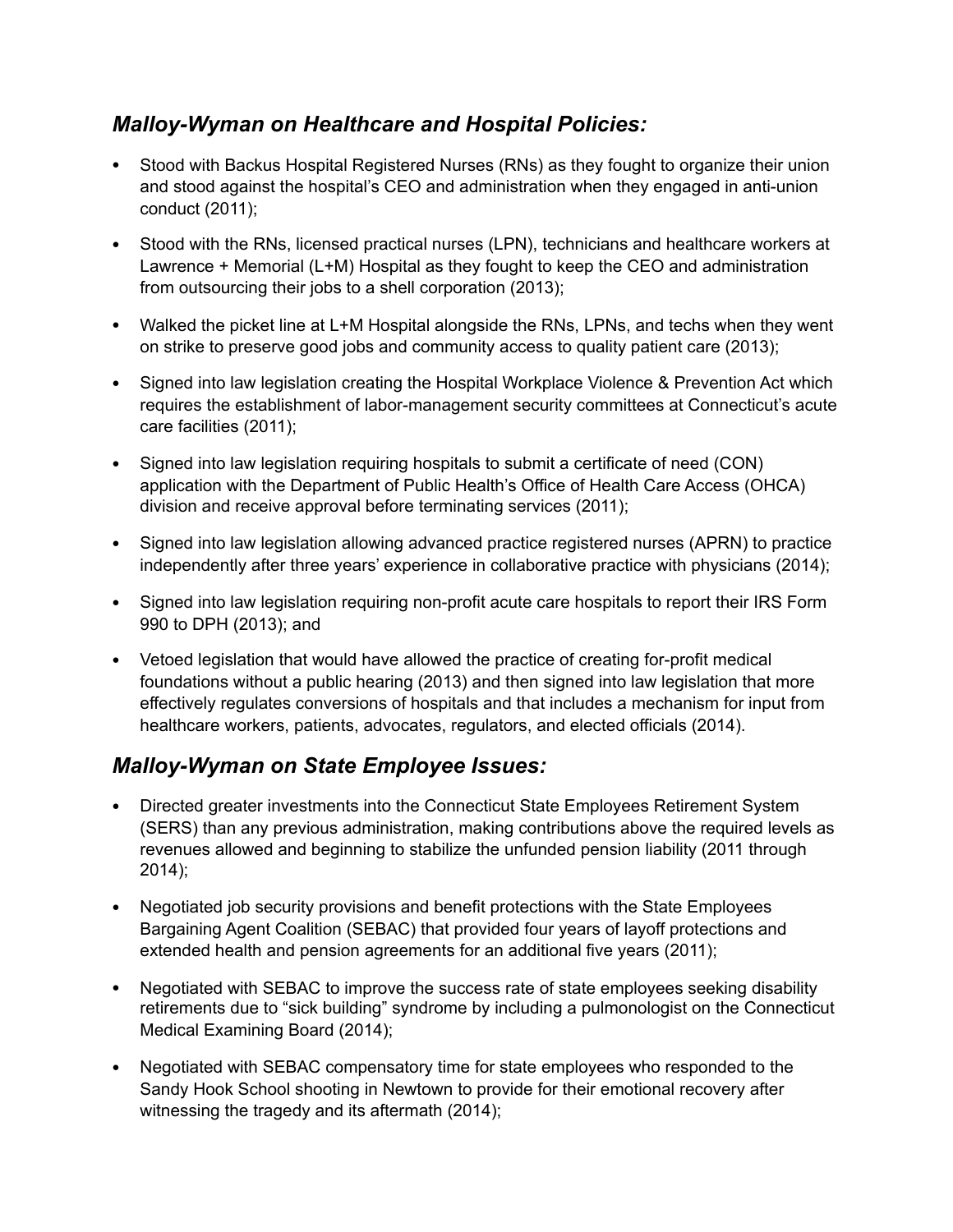## *Malloy-Wyman on Healthcare and Hospital Policies:*

- Stood with Backus Hospital Registered Nurses (RNs) as they fought to organize their union and stood against the hospital's CEO and administration when they engaged in anti-union conduct (2011);
- Stood with the RNs, licensed practical nurses (LPN), technicians and healthcare workers at Lawrence + Memorial (L+M) Hospital as they fought to keep the CEO and administration from outsourcing their jobs to a shell corporation (2013);
- Walked the picket line at L+M Hospital alongside the RNs, LPNs, and techs when they went on strike to preserve good jobs and community access to quality patient care (2013);
- Signed into law legislation creating the Hospital Workplace Violence & Prevention Act which requires the establishment of labor-management security committees at Connecticut's acute care facilities (2011);
- Signed into law legislation requiring hospitals to submit a certificate of need (CON) application with the Department of Public Health's Office of Health Care Access (OHCA) division and receive approval before terminating services (2011);
- Signed into law legislation allowing advanced practice registered nurses (APRN) to practice independently after three years' experience in collaborative practice with physicians (2014);
- Signed into law legislation requiring non-profit acute care hospitals to report their IRS Form 990 to DPH (2013); and
- Vetoed legislation that would have allowed the practice of creating for-profit medical foundations without a public hearing (2013) and then signed into law legislation that more effectively regulates conversions of hospitals and that includes a mechanism for input from healthcare workers, patients, advocates, regulators, and elected officials (2014).

## *Malloy-Wyman on State Employee Issues:*

- Directed greater investments into the Connecticut State Employees Retirement System (SERS) than any previous administration, making contributions above the required levels as revenues allowed and beginning to stabilize the unfunded pension liability (2011 through 2014);
- Negotiated job security provisions and benefit protections with the State Employees Bargaining Agent Coalition (SEBAC) that provided four years of layoff protections and extended health and pension agreements for an additional five years (2011);
- Negotiated with SEBAC to improve the success rate of state employees seeking disability retirements due to "sick building" syndrome by including a pulmonologist on the Connecticut Medical Examining Board (2014);
- Negotiated with SEBAC compensatory time for state employees who responded to the Sandy Hook School shooting in Newtown to provide for their emotional recovery after witnessing the tragedy and its aftermath (2014);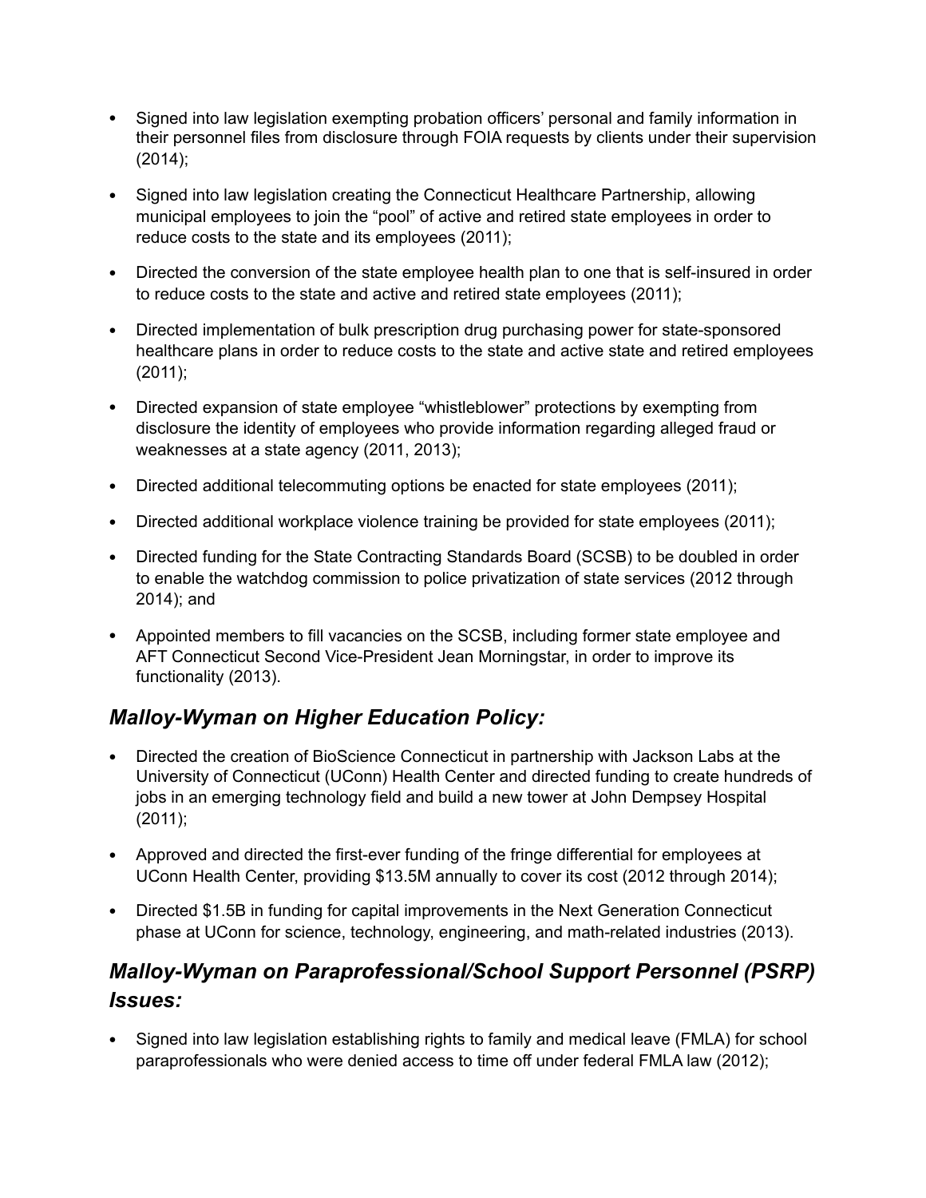- Signed into law legislation exempting probation officers' personal and family information in their personnel files from disclosure through FOIA requests by clients under their supervision (2014);
- Signed into law legislation creating the Connecticut Healthcare Partnership, allowing municipal employees to join the "pool" of active and retired state employees in order to reduce costs to the state and its employees (2011);
- Directed the conversion of the state employee health plan to one that is self-insured in order to reduce costs to the state and active and retired state employees (2011);
- Directed implementation of bulk prescription drug purchasing power for state-sponsored healthcare plans in order to reduce costs to the state and active state and retired employees (2011);
- Directed expansion of state employee "whistleblower" protections by exempting from disclosure the identity of employees who provide information regarding alleged fraud or weaknesses at a state agency (2011, 2013);
- Directed additional telecommuting options be enacted for state employees (2011);
- Directed additional workplace violence training be provided for state employees (2011);
- Directed funding for the State Contracting Standards Board (SCSB) to be doubled in order to enable the watchdog commission to police privatization of state services (2012 through 2014); and
- Appointed members to fill vacancies on the SCSB, including former state employee and AFT Connecticut Second Vice-President Jean Morningstar, in order to improve its functionality (2013).

## *Malloy-Wyman on Higher Education Policy:*

- Directed the creation of BioScience Connecticut in partnership with Jackson Labs at the University of Connecticut (UConn) Health Center and directed funding to create hundreds of jobs in an emerging technology field and build a new tower at John Dempsey Hospital (2011);
- Approved and directed the first-ever funding of the fringe differential for employees at UConn Health Center, providing $13.5M annually to cover its cost (2012 through 2014);
- Directed $1.5B in funding for capital improvements in the Next Generation Connecticut phase at UConn for science, technology, engineering, and math-related industries (2013).

## *Malloy-Wyman on Paraprofessional/School Support Personnel (PSRP) Issues:*

- Signed into law legislation establishing rights to family and medical leave (FMLA) for school paraprofessionals who were denied access to time off under federal FMLA law (2012);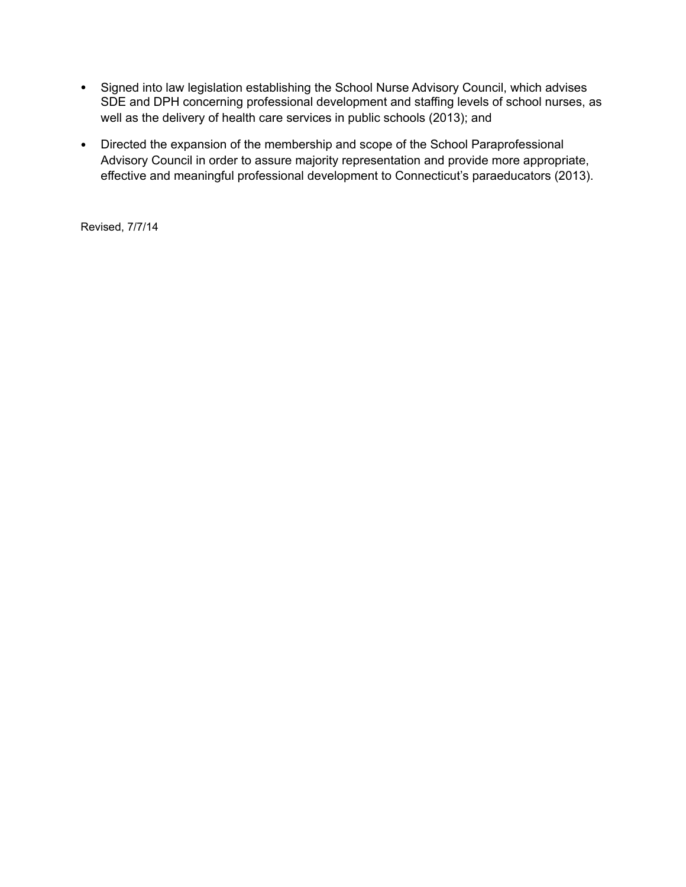- Signed into law legislation establishing the School Nurse Advisory Council, which advises SDE and DPH concerning professional development and staffing levels of school nurses, as well as the delivery of health care services in public schools (2013); and
- Directed the expansion of the membership and scope of the School Paraprofessional Advisory Council in order to assure majority representation and provide more appropriate, effective and meaningful professional development to Connecticut's paraeducators (2013).

Revised, 7/7/14